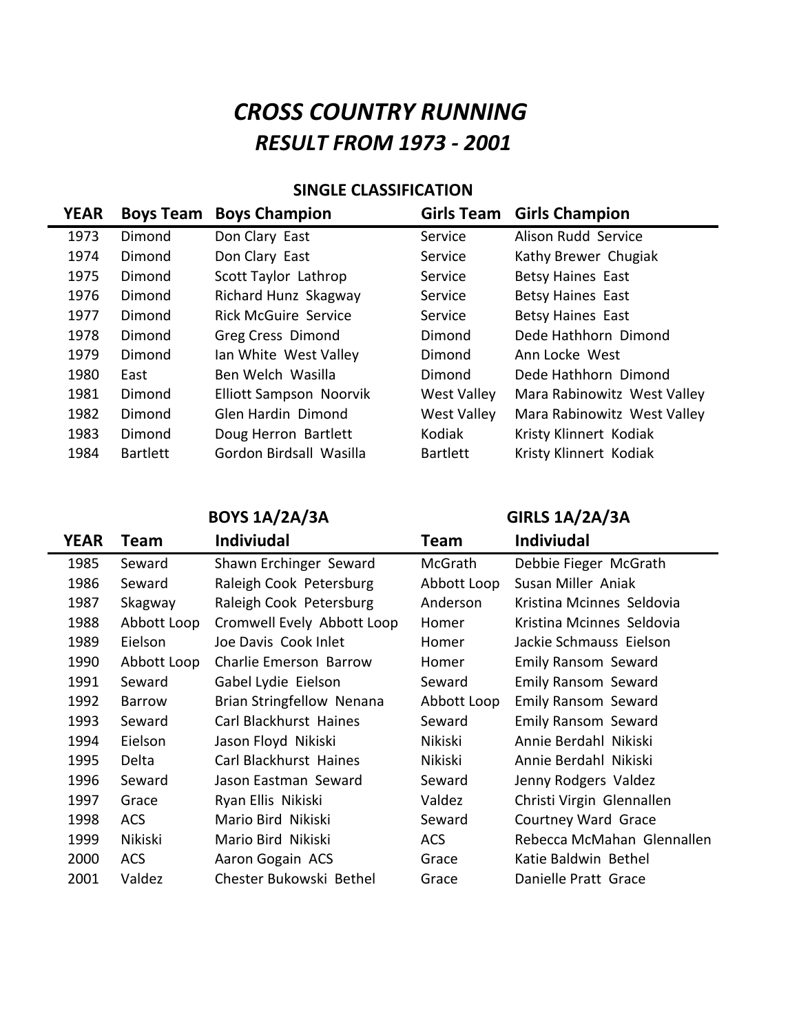# *CROSS COUNTRY RUNNING*
## *RESULT FROM 1973 - 2001*

### SINGLE CLASSIFICATION

| YEAR | Boys Team | Boys Champion | Girls Team | Girls Champion |
|---|---|---|---|---|
| 1973 | Dimond | Don Clary East | Service | Alison Rudd Service |
| 1974 | Dimond | Don Clary East | Service | Kathy Brewer Chugiak |
| 1975 | Dimond | Scott Taylor Lathrop | Service | Betsy Haines East |
| 1976 | Dimond | Richard Hunz Skagway | Service | Betsy Haines East |
| 1977 | Dimond | Rick McGuire Service | Service | Betsy Haines East |
| 1978 | Dimond | Greg Cress Dimond | Dimond | Dede Hathhorn Dimond |
| 1979 | Dimond | Ian White West Valley | Dimond | Ann Locke West |
| 1980 | East | Ben Welch Wasilla | Dimond | Dede Hathhorn Dimond |
| 1981 | Dimond | Elliott Sampson Noorvik | West Valley | Mara Rabinowitz West Valley |
| 1982 | Dimond | Glen Hardin Dimond | West Valley | Mara Rabinowitz West Valley |
| 1983 | Dimond | Doug Herron Bartlett | Kodiak | Kristy Klinnert Kodiak |
| 1984 | Bartlett | Gordon Birdsall Wasilla | Bartlett | Kristy Klinnert Kodiak |

| | BOYS 1A/2A/3A | | GIRLS 1A/2A/3A | |
|---|---|---|---|---|
| **YEAR** | **Team** | **Indiviudal** | **Team** | **Indiviudal** |
| 1985 | Seward | Shawn Erchinger Seward | McGrath | Debbie Fieger McGrath |
| 1986 | Seward | Raleigh Cook Petersburg | Abbott Loop | Susan Miller Aniak |
| 1987 | Skagway | Raleigh Cook Petersburg | Anderson | Kristina Mcinnes Seldovia |
| 1988 | Abbott Loop | Cromwell Evely Abbott Loop | Homer | Kristina Mcinnes Seldovia |
| 1989 | Eielson | Joe Davis Cook Inlet | Homer | Jackie Schmauss Eielson |
| 1990 | Abbott Loop | Charlie Emerson Barrow | Homer | Emily Ransom Seward |
| 1991 | Seward | Gabel Lydie Eielson | Seward | Emily Ransom Seward |
| 1992 | Barrow | Brian Stringfellow Nenana | Abbott Loop | Emily Ransom Seward |
| 1993 | Seward | Carl Blackhurst Haines | Seward | Emily Ransom Seward |
| 1994 | Eielson | Jason Floyd Nikiski | Nikiski | Annie Berdahl Nikiski |
| 1995 | Delta | Carl Blackhurst Haines | Nikiski | Annie Berdahl Nikiski |
| 1996 | Seward | Jason Eastman Seward | Seward | Jenny Rodgers Valdez |
| 1997 | Grace | Ryan Ellis Nikiski | Valdez | Christi Virgin Glennallen |
| 1998 | ACS | Mario Bird Nikiski | Seward | Courtney Ward Grace |
| 1999 | Nikiski | Mario Bird Nikiski | ACS | Rebecca McMahan Glennallen |
| 2000 | ACS | Aaron Gogain ACS | Grace | Katie Baldwin Bethel |
| 2001 | Valdez | Chester Bukowski Bethel | Grace | Danielle Pratt Grace |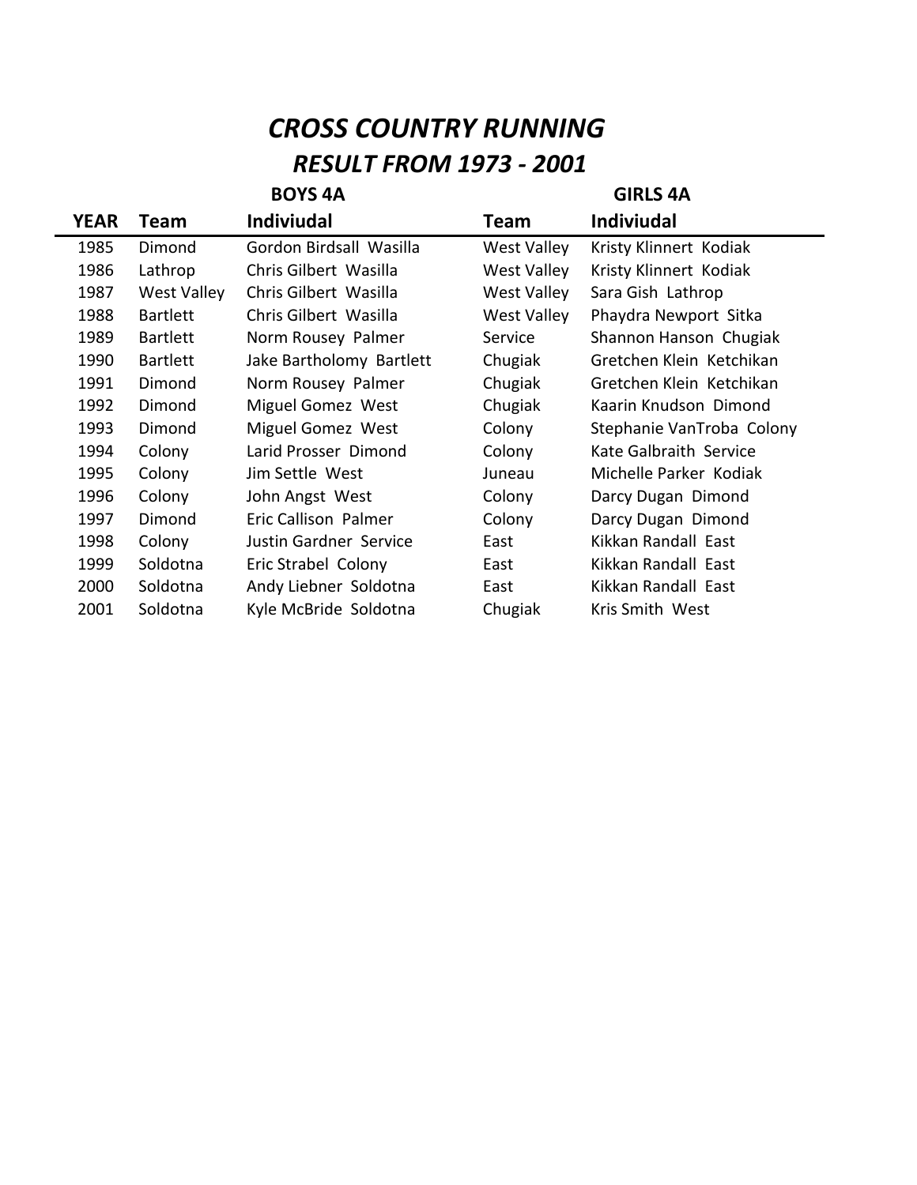# *CROSS COUNTRY RUNNING*

## *RESULT FROM 1973 - 2001*

| | BOYS 4A | | GIRLS 4A | |
|---|---|---|---|---|
| **YEAR** | **Team** | **Indiviudal** | **Team** | **Indiviudal** |
| 1985 | Dimond | Gordon Birdsall  Wasilla | West Valley | Kristy Klinnert  Kodiak |
| 1986 | Lathrop | Chris Gilbert  Wasilla | West Valley | Kristy Klinnert  Kodiak |
| 1987 | West Valley | Chris Gilbert  Wasilla | West Valley | Sara Gish  Lathrop |
| 1988 | Bartlett | Chris Gilbert  Wasilla | West Valley | Phaydra Newport  Sitka |
| 1989 | Bartlett | Norm Rousey  Palmer | Service | Shannon Hanson  Chugiak |
| 1990 | Bartlett | Jake Bartholomy  Bartlett | Chugiak | Gretchen Klein  Ketchikan |
| 1991 | Dimond | Norm Rousey  Palmer | Chugiak | Gretchen Klein  Ketchikan |
| 1992 | Dimond | Miguel Gomez  West | Chugiak | Kaarin Knudson  Dimond |
| 1993 | Dimond | Miguel Gomez  West | Colony | Stephanie VanTroba  Colony |
| 1994 | Colony | Larid Prosser  Dimond | Colony | Kate Galbraith  Service |
| 1995 | Colony | Jim Settle  West | Juneau | Michelle Parker  Kodiak |
| 1996 | Colony | John Angst  West | Colony | Darcy Dugan  Dimond |
| 1997 | Dimond | Eric Callison  Palmer | Colony | Darcy Dugan  Dimond |
| 1998 | Colony | Justin Gardner  Service | East | Kikkan Randall  East |
| 1999 | Soldotna | Eric Strabel  Colony | East | Kikkan Randall  East |
| 2000 | Soldotna | Andy Liebner  Soldotna | East | Kikkan Randall  East |
| 2001 | Soldotna | Kyle McBride  Soldotna | Chugiak | Kris Smith  West |